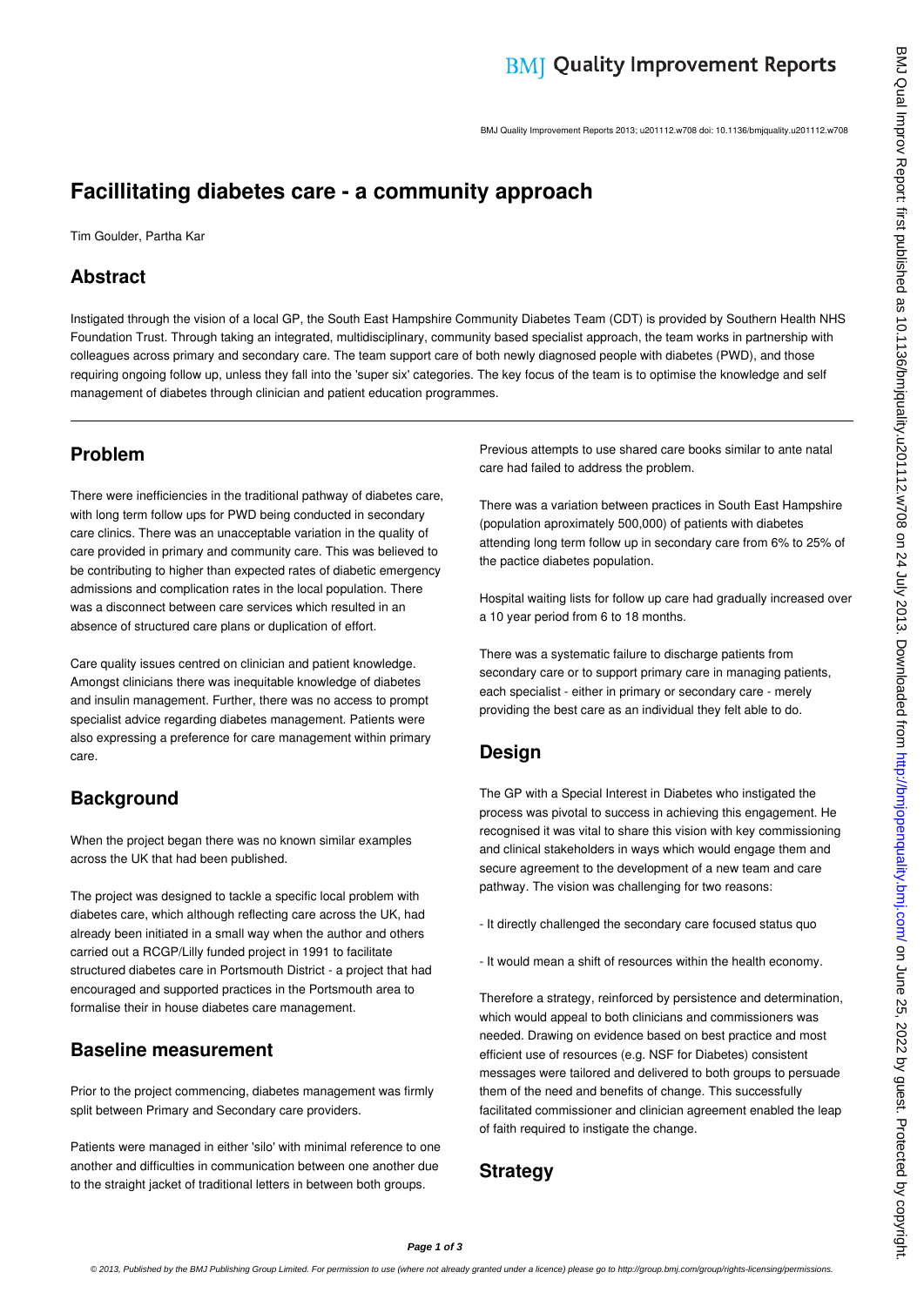# Facillitating diabetes care - a community approach

Tim Goulder, Partha Kar

## Abstract

Instigated through the vision of a local GP, the South East Hampshire Community Diabetes Team (CDT) is provided by Southern Health NHS Foundation Trust. Through taking an integrated, multidisciplinary, community based specialist approach, the team works in partnership with colleagues across primary and secondary care. The team support care of both newly diagnosed people with diabetes (PWD), and those requiring ongoing follow up, unless they fall into the 'super six' categories. The key focus of the team is to optimise the knowledge and self management of diabetes through clinician and patient education programmes.

## Problem

There were inefficiencies in the traditional pathway of diabetes care, with long term follow ups for PWD being conducted in secondary care clinics. There was an unacceptable variation in the quality of care provided in primary and community care. This was believed to be contributing to higher than expected rates of diabetic emergency admissions and complication rates in the local population. There was a disconnect between care services which resulted in an absence of structured care plans or duplication of effort.

Care quality issues centred on clinician and patient knowledge. Amongst clinicians there was inequitable knowledge of diabetes and insulin management. Further, there was no access to prompt specialist advice regarding diabetes management. Patients were also expressing a preference for care management within primary care.

## Background

When the project began there was no known similar examples across the UK that had been published.

The project was designed to tackle a specific local problem with diabetes care, which although reflecting care across the UK, had already been initiated in a small way when the author and others carried out a RCGP/Lilly funded project in 1991 to facilitate structured diabetes care in Portsmouth District - a project that had encouraged and supported practices in the Portsmouth area to formalise their in house diabetes care management.

## Baseline measurement

Prior to the project commencing, diabetes management was firmly split between Primary and Secondary care providers.

Patients were managed in either 'silo' with minimal reference to one another and difficulties in communication between one another due to the straight jacket of traditional letters in between both groups.

Previous attempts to use shared care books similar to ante natal care had failed to address the problem.

There was a variation between practices in South East Hampshire (population aproximately 500,000) of patients with diabetes attending long term follow up in secondary care from 6% to 25% of the pactice diabetes population.

Hospital waiting lists for follow up care had gradually increased over a 10 year period from 6 to 18 months.

There was a systematic failure to discharge patients from secondary care or to support primary care in managing patients, each specialist - either in primary or secondary care - merely providing the best care as an individual they felt able to do.

## Design

The GP with a Special Interest in Diabetes who instigated the process was pivotal to success in achieving this engagement. He recognised it was vital to share this vision with key commissioning and clinical stakeholders in ways which would engage them and secure agreement to the development of a new team and care pathway. The vision was challenging for two reasons:

- It directly challenged the secondary care focused status quo

- It would mean a shift of resources within the health economy.

Therefore a strategy, reinforced by persistence and determination, which would appeal to both clinicians and commissioners was needed. Drawing on evidence based on best practice and most efficient use of resources (e.g. NSF for Diabetes) consistent messages were tailored and delivered to both groups to persuade them of the need and benefits of change. This successfully facilitated commissioner and clinician agreement enabled the leap of faith required to instigate the change.

## Strategy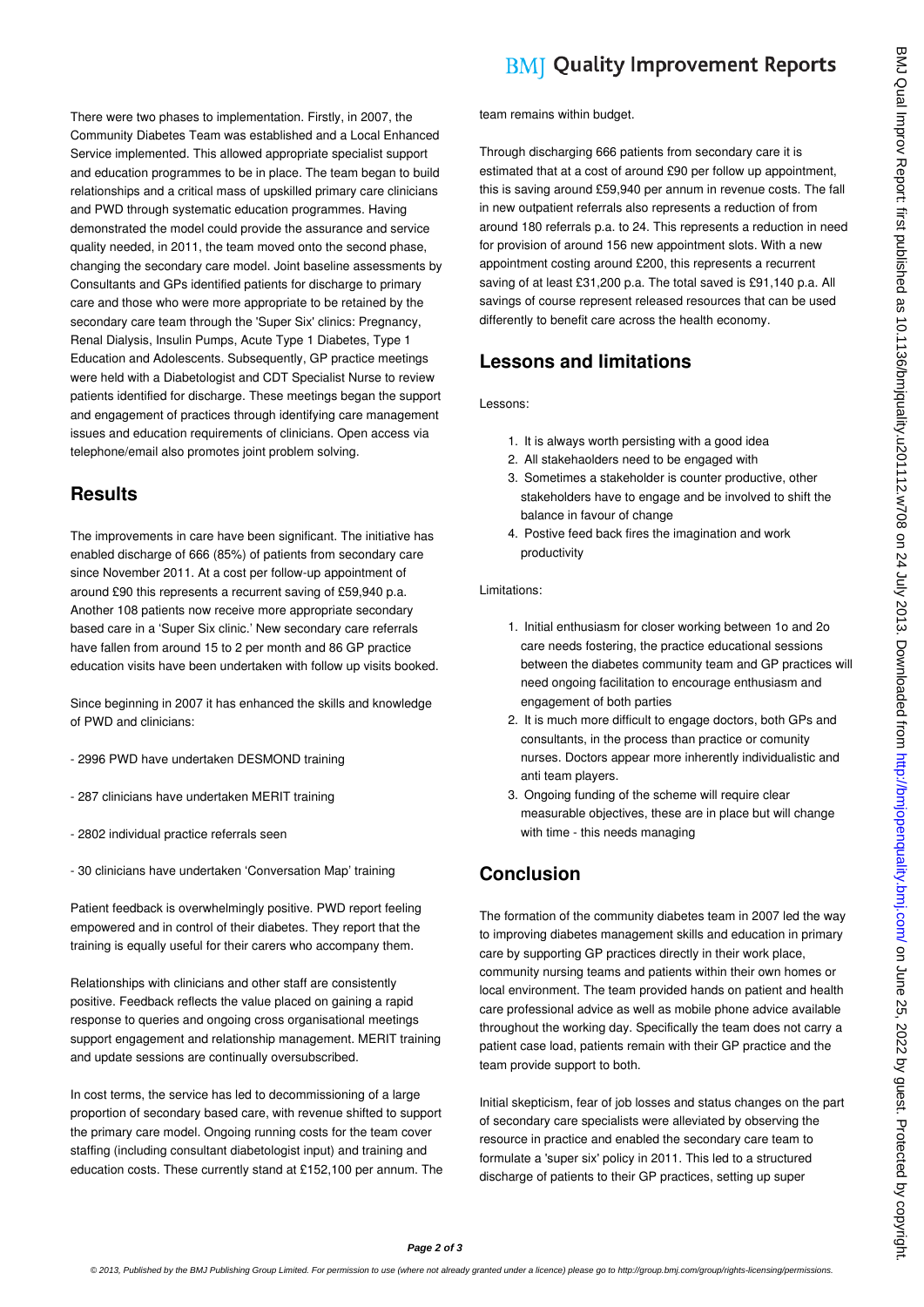There were two phases to implementation. Firstly, in 2007, the Community Diabetes Team was established and a Local Enhanced Service implemented. This allowed appropriate specialist support and education programmes to be in place. The team began to build relationships and a critical mass of upskilled primary care clinicians and PWD through systematic education programmes. Having demonstrated the model could provide the assurance and service quality needed, in 2011, the team moved onto the second phase, changing the secondary care model. Joint baseline assessments by Consultants and GPs identified patients for discharge to primary care and those who were more appropriate to be retained by the secondary care team through the 'Super Six' clinics: Pregnancy, Renal Dialysis, Insulin Pumps, Acute Type 1 Diabetes, Type 1 Education and Adolescents. Subsequently, GP practice meetings were held with a Diabetologist and CDT Specialist Nurse to review patients identified for discharge. These meetings began the support and engagement of practices through identifying care management issues and education requirements of clinicians. Open access via telephone/email also promotes joint problem solving.

## Results

The improvements in care have been significant. The initiative has enabled discharge of 666 (85%) of patients from secondary care since November 2011. At a cost per follow-up appointment of around £90 this represents a recurrent saving of £59,940 p.a. Another 108 patients now receive more appropriate secondary based care in a 'Super Six clinic.' New secondary care referrals have fallen from around 15 to 2 per month and 86 GP practice education visits have been undertaken with follow up visits booked.

Since beginning in 2007 it has enhanced the skills and knowledge of PWD and clinicians:

- 2996 PWD have undertaken DESMOND training

- 287 clinicians have undertaken MERIT training

- 2802 individual practice referrals seen

- 30 clinicians have undertaken 'Conversation Map' training

Patient feedback is overwhelmingly positive. PWD report feeling empowered and in control of their diabetes. They report that the training is equally useful for their carers who accompany them.

Relationships with clinicians and other staff are consistently positive. Feedback reflects the value placed on gaining a rapid response to queries and ongoing cross organisational meetings support engagement and relationship management. MERIT training and update sessions are continually oversubscribed.

In cost terms, the service has led to decommissioning of a large proportion of secondary based care, with revenue shifted to support the primary care model. Ongoing running costs for the team cover staffing (including consultant diabetologist input) and training and education costs. These currently stand at £152,100 per annum. The team remains within budget.

Through discharging 666 patients from secondary care it is estimated that at a cost of around £90 per follow up appointment, this is saving around £59,940 per annum in revenue costs. The fall in new outpatient referrals also represents a reduction of from around 180 referrals p.a. to 24. This represents a reduction in need for provision of around 156 new appointment slots. With a new appointment costing around £200, this represents a recurrent saving of at least £31,200 p.a. The total saved is £91,140 p.a. All savings of course represent released resources that can be used differently to benefit care across the health economy.

## Lessons and limitations

Lessons:

1. It is always worth persisting with a good idea
2. All stakehaolders need to be engaged with
3. Sometimes a stakeholder is counter productive, other stakeholders have to engage and be involved to shift the balance in favour of change
4. Postive feed back fires the imagination and work productivity

Limitations:

1. Initial enthusiasm for closer working between 1o and 2o care needs fostering, the practice educational sessions between the diabetes community team and GP practices will need ongoing facilitation to encourage enthusiasm and engagement of both parties
2. It is much more difficult to engage doctors, both GPs and consultants, in the process than practice or comunity nurses. Doctors appear more inherently individualistic and anti team players.
3. Ongoing funding of the scheme will require clear measurable objectives, these are in place but will change with time - this needs managing

## Conclusion

The formation of the community diabetes team in 2007 led the way to improving diabetes management skills and education in primary care by supporting GP practices directly in their work place, community nursing teams and patients within their own homes or local environment. The team provided hands on patient and health care professional advice as well as mobile phone advice available throughout the working day. Specifically the team does not carry a patient case load, patients remain with their GP practice and the team provide support to both.

Initial skepticism, fear of job losses and status changes on the part of secondary care specialists were alleviated by observing the resource in practice and enabled the secondary care team to formulate a 'super six' policy in 2011. This led to a structured discharge of patients to their GP practices, setting up super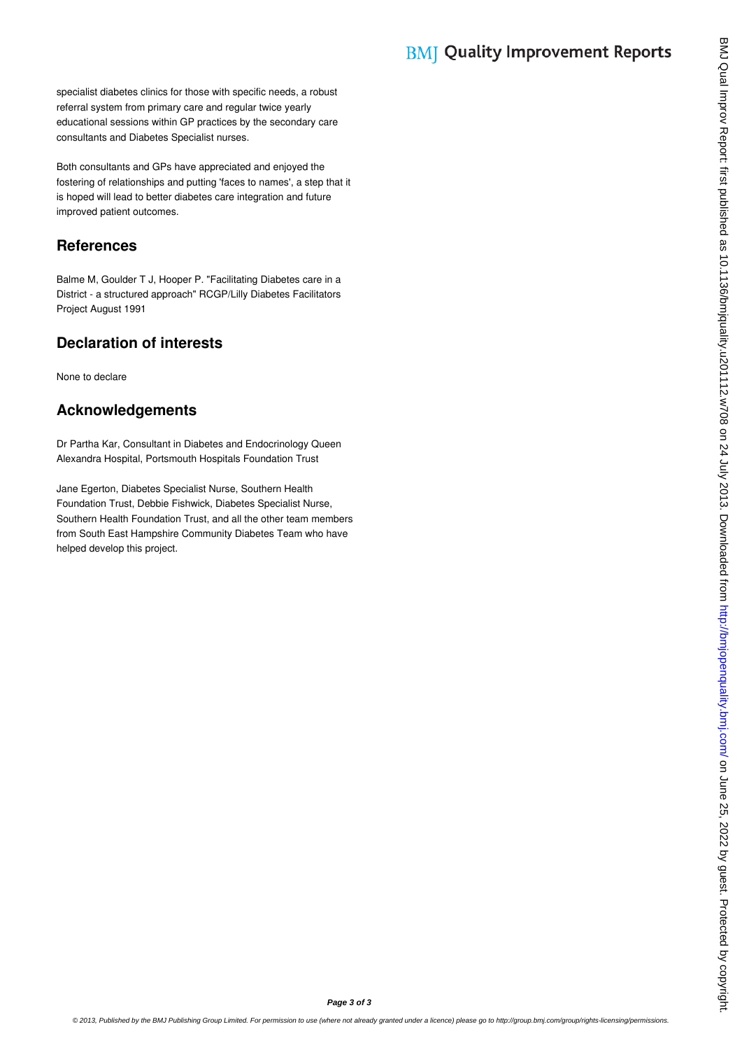specialist diabetes clinics for those with specific needs, a robust referral system from primary care and regular twice yearly educational sessions within GP practices by the secondary care consultants and Diabetes Specialist nurses.

Both consultants and GPs have appreciated and enjoyed the fostering of relationships and putting 'faces to names', a step that it is hoped will lead to better diabetes care integration and future improved patient outcomes.

## References

Balme M, Goulder T J, Hooper P. "Facilitating Diabetes care in a District - a structured approach" RCGP/Lilly Diabetes Facilitators Project August 1991

## Declaration of interests

None to declare

## Acknowledgements

Dr Partha Kar, Consultant in Diabetes and Endocrinology Queen Alexandra Hospital, Portsmouth Hospitals Foundation Trust

Jane Egerton, Diabetes Specialist Nurse, Southern Health Foundation Trust, Debbie Fishwick, Diabetes Specialist Nurse, Southern Health Foundation Trust, and all the other team members from South East Hampshire Community Diabetes Team who have helped develop this project.